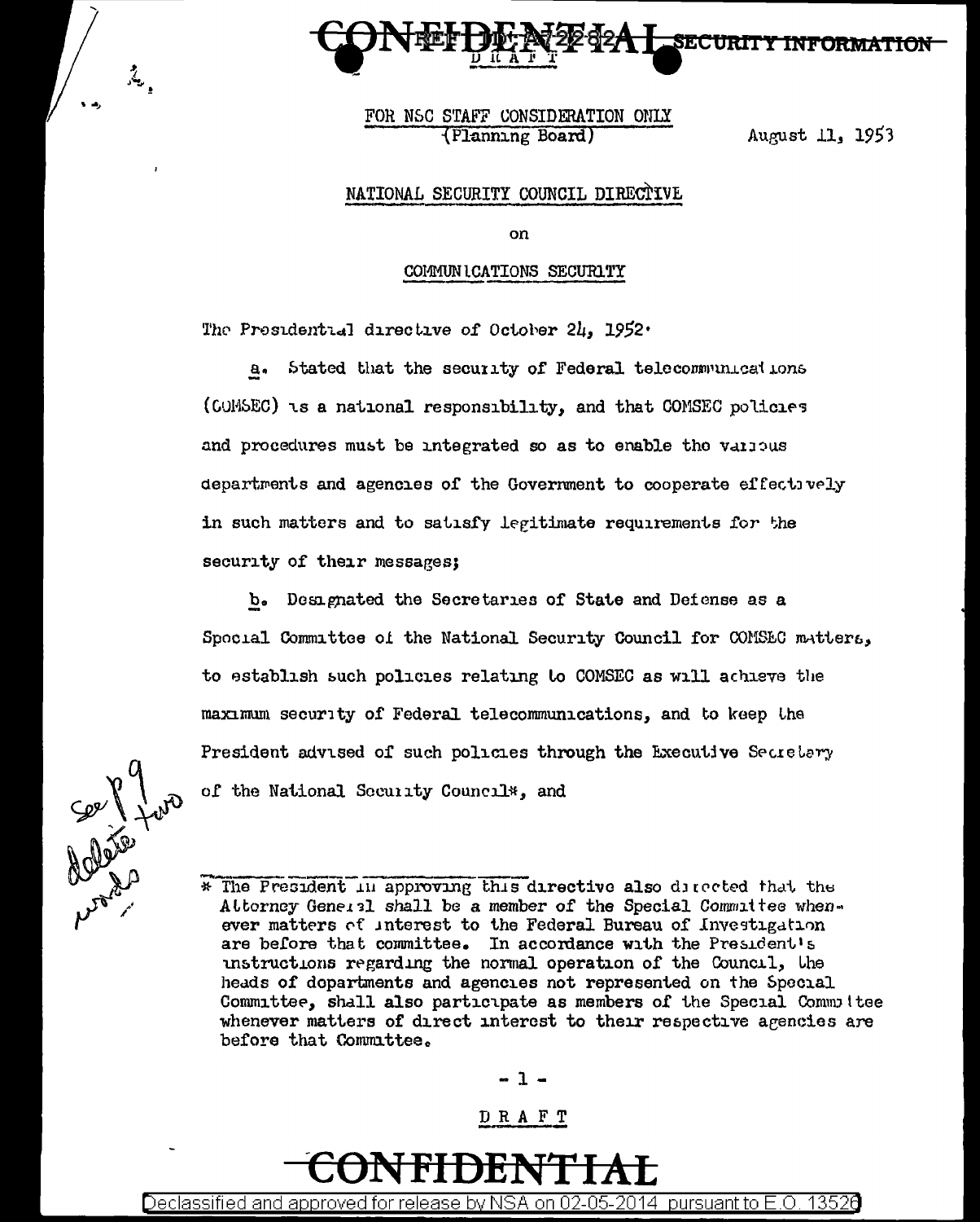CONFIDENTIAL SECURITY INFORMATION

DRAFT

FOR NSC STAFF CONSIDERATION ONLY
(Planning Board)

August 11, 1953

## NATIONAL SECURITY COUNCIL DIRECTIVE

on

### COMMUNICATIONS SECURITY

The Presidential directive of October 24, 1952:

a. Stated that the security of Federal telecommunications (COMSEC) is a national responsibility, and that COMSEC policies and procedures must be integrated so as to enable the various departments and agencies of the Government to cooperate effectively in such matters and to satisfy legitimate requirements for the security of their messages;

b. Designated the Secretaries of State and Defense as a Special Committee of the National Security Council for COMSEC matters, to establish such policies relating to COMSEC as will achieve the maximum security of Federal telecommunications, and to keep the President advised of such policies through the Executive Secretary of the National Security Council*, and

See p 9 delete two words

* The President in approving this directive also directed that the Attorney General shall be a member of the Special Committee whenever matters of interest to the Federal Bureau of Investigation are before that committee. In accordance with the President's instructions regarding the normal operation of the Council, the heads of departments and agencies not represented on the Special Committee, shall also participate as members of the Special Committee whenever matters of direct interest to their respective agencies are before that Committee.

DRAFT

CONFIDENTIAL

Declassified and approved for release by NSA on 02-05-2014 pursuant to E.O. 13526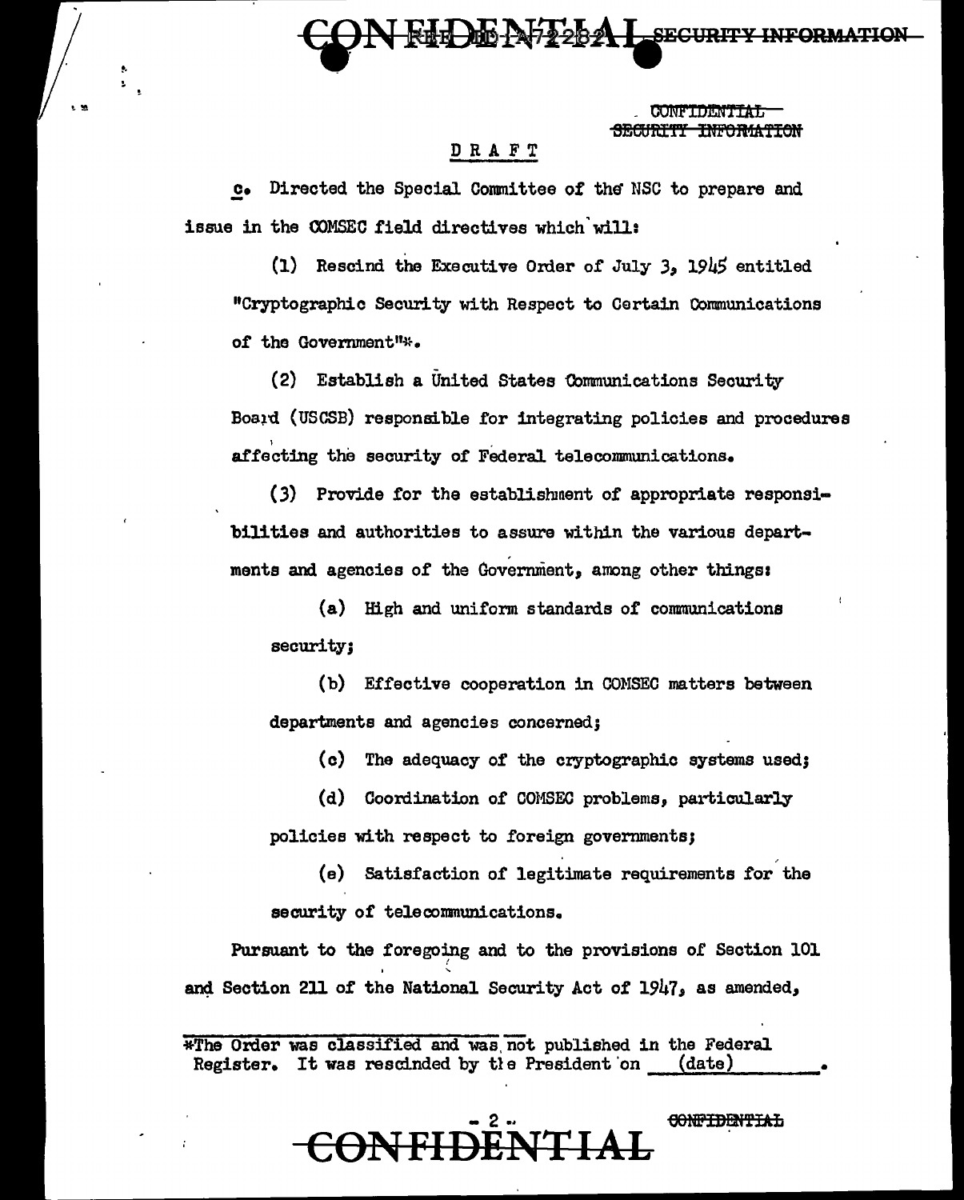CONFIDENTIAL SECURITY INFORMATION

~~CONFIDENTIAL~~
~~SECURITY INFORMATION~~

DRAFT

c. Directed the Special Committee of the NSC to prepare and issue in the COMSEC field directives which will:

(1) Rescind the Executive Order of July 3, 1945 entitled "Cryptographic Security with Respect to Certain Communications of the Government"*.

(2) Establish a United States Communications Security Board (USCSB) responsible for integrating policies and procedures affecting the security of Federal telecommunications.

(3) Provide for the establishment of appropriate responsibilities and authorities to assure within the various departments and agencies of the Government, among other things:

(a) High and uniform standards of communications security;

(b) Effective cooperation in COMSEC matters between departments and agencies concerned;

(c) The adequacy of the cryptographic systems used;

(d) Coordination of COMSEC problems, particularly policies with respect to foreign governments;

(e) Satisfaction of legitimate requirements for the security of telecommunications.

Pursuant to the foregoing and to the provisions of Section 101 and Section 211 of the National Security Act of 1947, as amended,

*The Order was classified and was not published in the Federal Register. It was rescinded by the President on (date).

~~CONFIDENTIAL~~

CONFIDENTIAL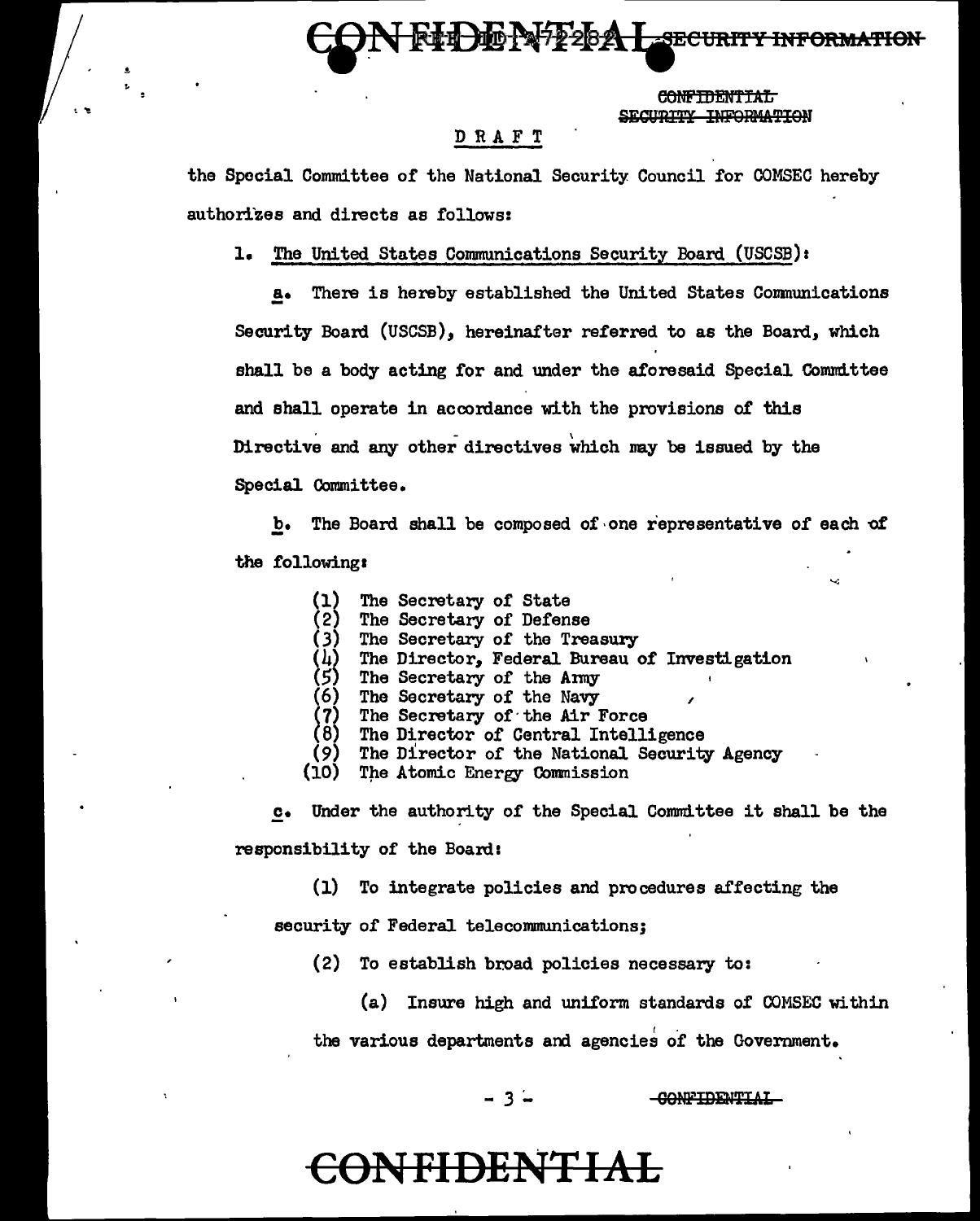DRAFT

the Special Committee of the National Security Council for COMSEC hereby authorizes and directs as follows:

1. The United States Communications Security Board (USCSB):

a. There is hereby established the United States Communications Security Board (USCSB), hereinafter referred to as the Board, which shall be a body acting for and under the aforesaid Special Committee and shall operate in accordance with the provisions of this Directive and any other directives which may be issued by the Special Committee.

b. The Board shall be composed of one representative of each of the following:

(1) The Secretary of State
(2) The Secretary of Defense
(3) The Secretary of the Treasury
(4) The Director, Federal Bureau of Investigation
(5) The Secretary of the Army
(6) The Secretary of the Navy
(7) The Secretary of the Air Force
(8) The Director of Central Intelligence
(9) The Director of the National Security Agency
(10) The Atomic Energy Commission

c. Under the authority of the Special Committee it shall be the responsibility of the Board:

(1) To integrate policies and procedures affecting the security of Federal telecommunications;

(2) To establish broad policies necessary to:

(a) Insure high and uniform standards of COMSEC within the various departments and agencies of the Government.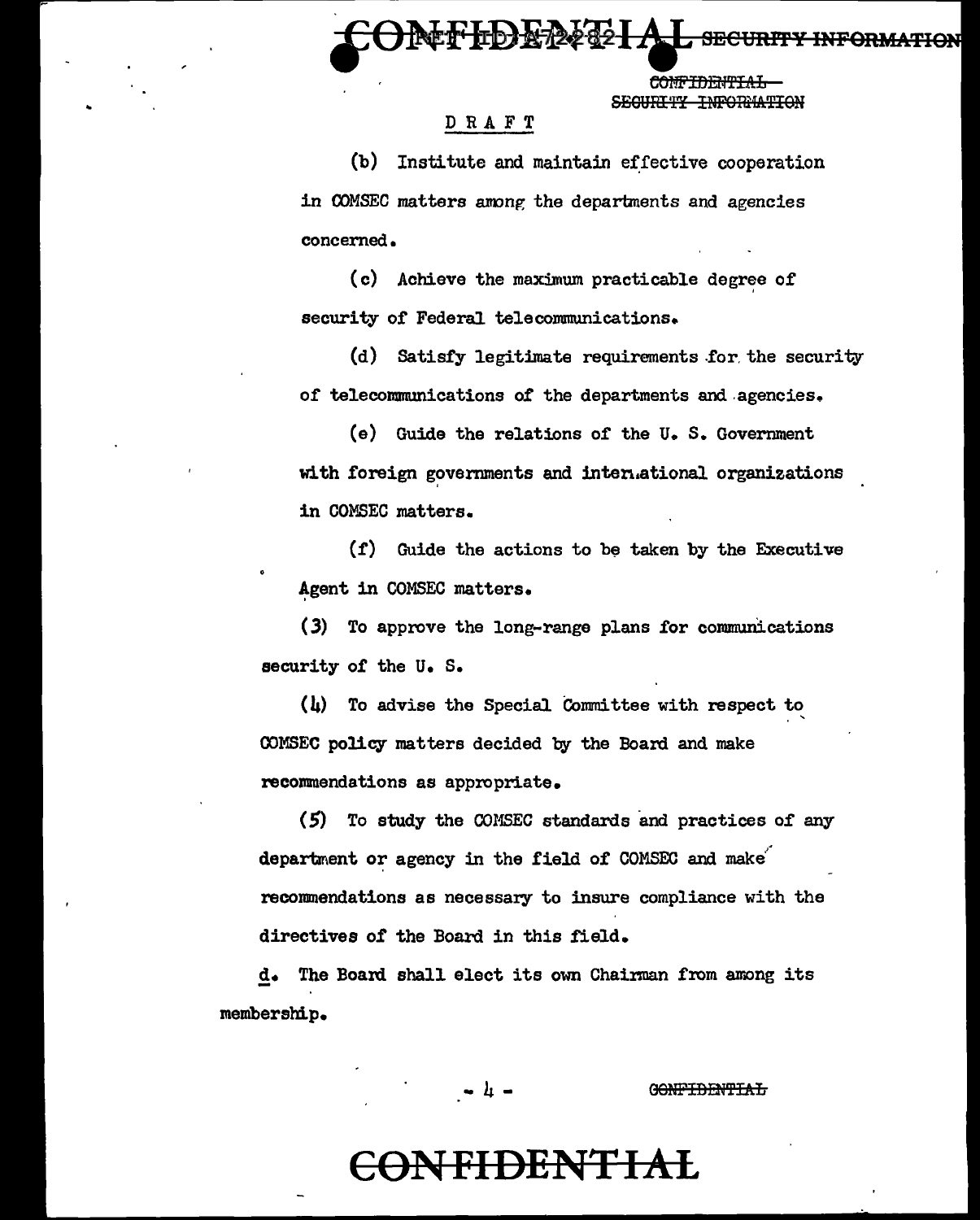DRAFT

(b) Institute and maintain effective cooperation in COMSEC matters among the departments and agencies concerned.

(c) Achieve the maximum practicable degree of security of Federal telecommunications.

(d) Satisfy legitimate requirements for the security of telecommunications of the departments and agencies.

(e) Guide the relations of the U. S. Government with foreign governments and international organizations in COMSEC matters.

(f) Guide the actions to be taken by the Executive Agent in COMSEC matters.

(3) To approve the long-range plans for communications security of the U. S.

(4) To advise the Special Committee with respect to COMSEC policy matters decided by the Board and make recommendations as appropriate.

(5) To study the COMSEC standards and practices of any department or agency in the field of COMSEC and make recommendations as necessary to insure compliance with the directives of the Board in this field.

d. The Board shall elect its own Chairman from among its membership.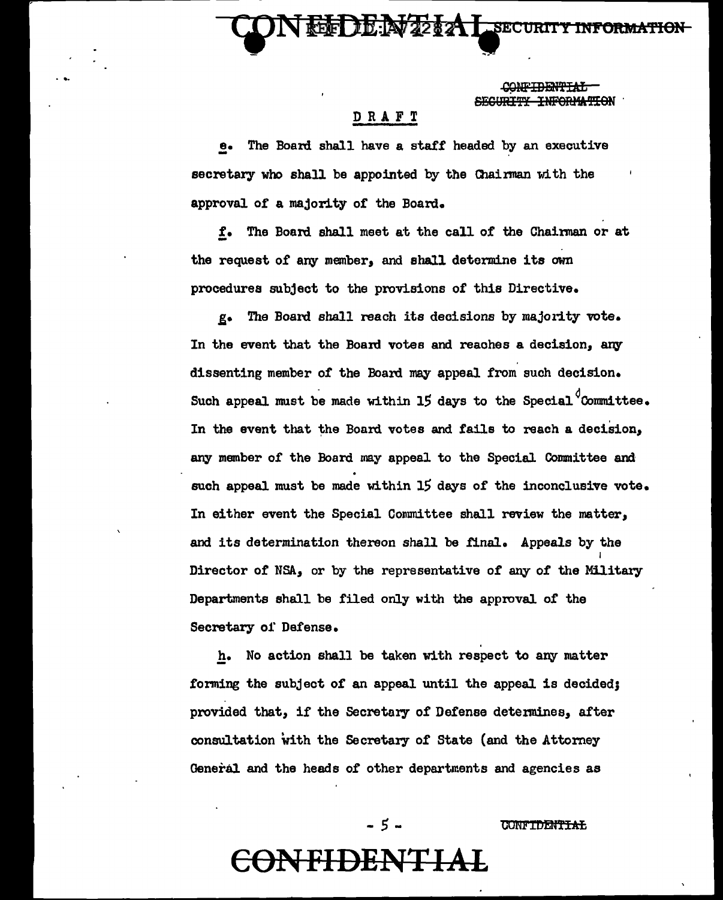DRAFT

e. The Board shall have a staff headed by an executive secretary who shall be appointed by the Chairman with the approval of a majority of the Board.

f. The Board shall meet at the call of the Chairman or at the request of any member, and shall determine its own procedures subject to the provisions of this Directive.

g. The Board shall reach its decisions by majority vote. In the event that the Board votes and reaches a decision, any dissenting member of the Board may appeal from such decision. Such appeal must be made within 15 days to the Special Committee. In the event that the Board votes and fails to reach a decision, any member of the Board may appeal to the Special Committee and such appeal must be made within 15 days of the inconclusive vote. In either event the Special Committee shall review the matter, and its determination thereon shall be final. Appeals by the Director of NSA, or by the representative of any of the Military Departments shall be filed only with the approval of the Secretary of Defense.

h. No action shall be taken with respect to any matter forming the subject of an appeal until the appeal is decided; provided that, if the Secretary of Defense determines, after consultation with the Secretary of State (and the Attorney General and the heads of other departments and agencies as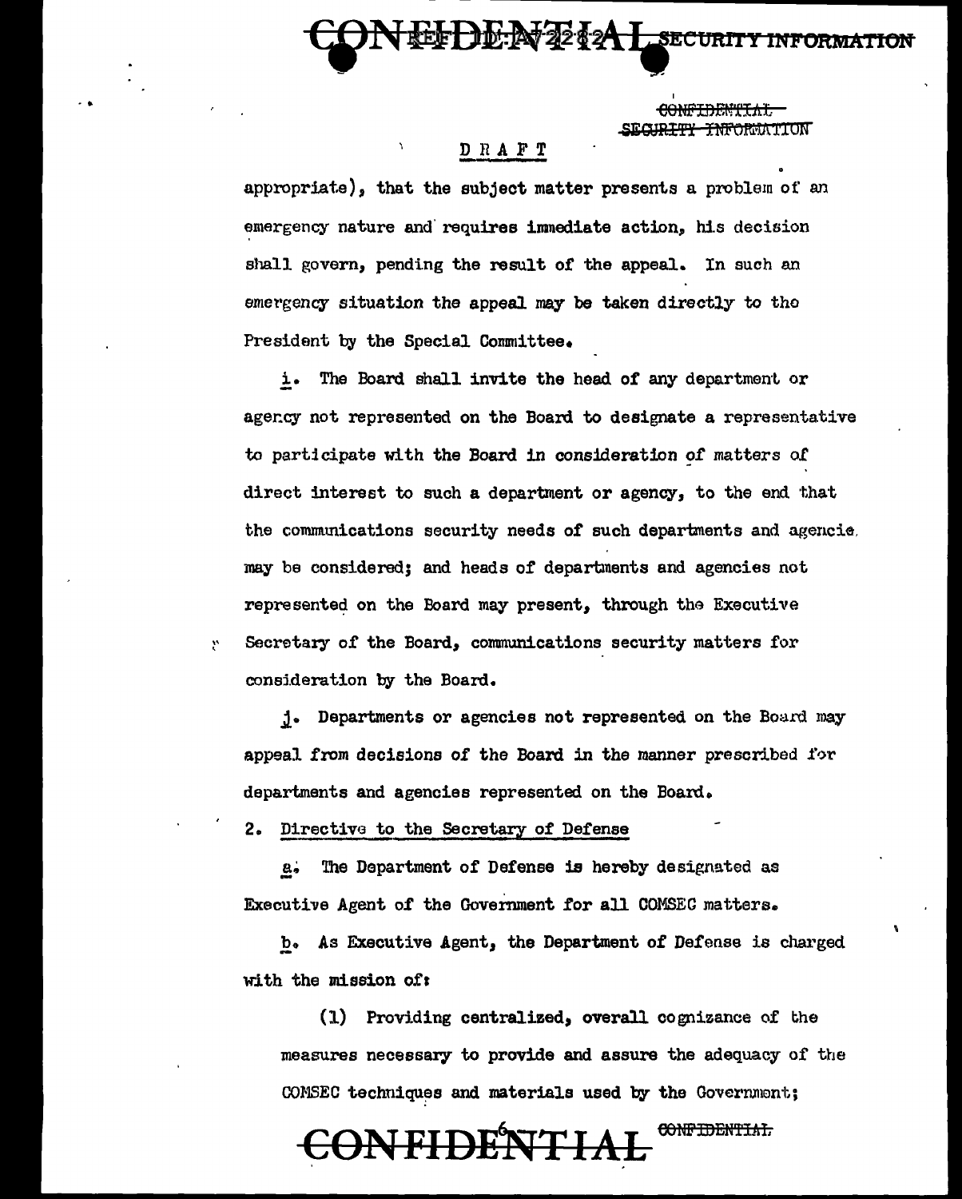DRAFT

appropriate), that the subject matter presents a problem of an emergency nature and requires immediate action, his decision shall govern, pending the result of the appeal. In such an emergency situation the appeal may be taken directly to the President by the Special Committee.

i. The Board shall invite the head of any department or agency not represented on the Board to designate a representative to participate with the Board in consideration of matters of direct interest to such a department or agency, to the end that the communications security needs of such departments and agencies may be considered; and heads of departments and agencies not represented on the Board may present, through the Executive Secretary of the Board, communications security matters for consideration by the Board.

j. Departments or agencies not represented on the Board may appeal from decisions of the Board in the manner prescribed for departments and agencies represented on the Board.

2. Directive to the Secretary of Defense

a. The Department of Defense is hereby designated as Executive Agent of the Government for all COMSEC matters.

b. As Executive Agent, the Department of Defense is charged with the mission of:

(1) Providing centralized, overall cognizance of the measures necessary to provide and assure the adequacy of the COMSEC techniques and materials used by the Government;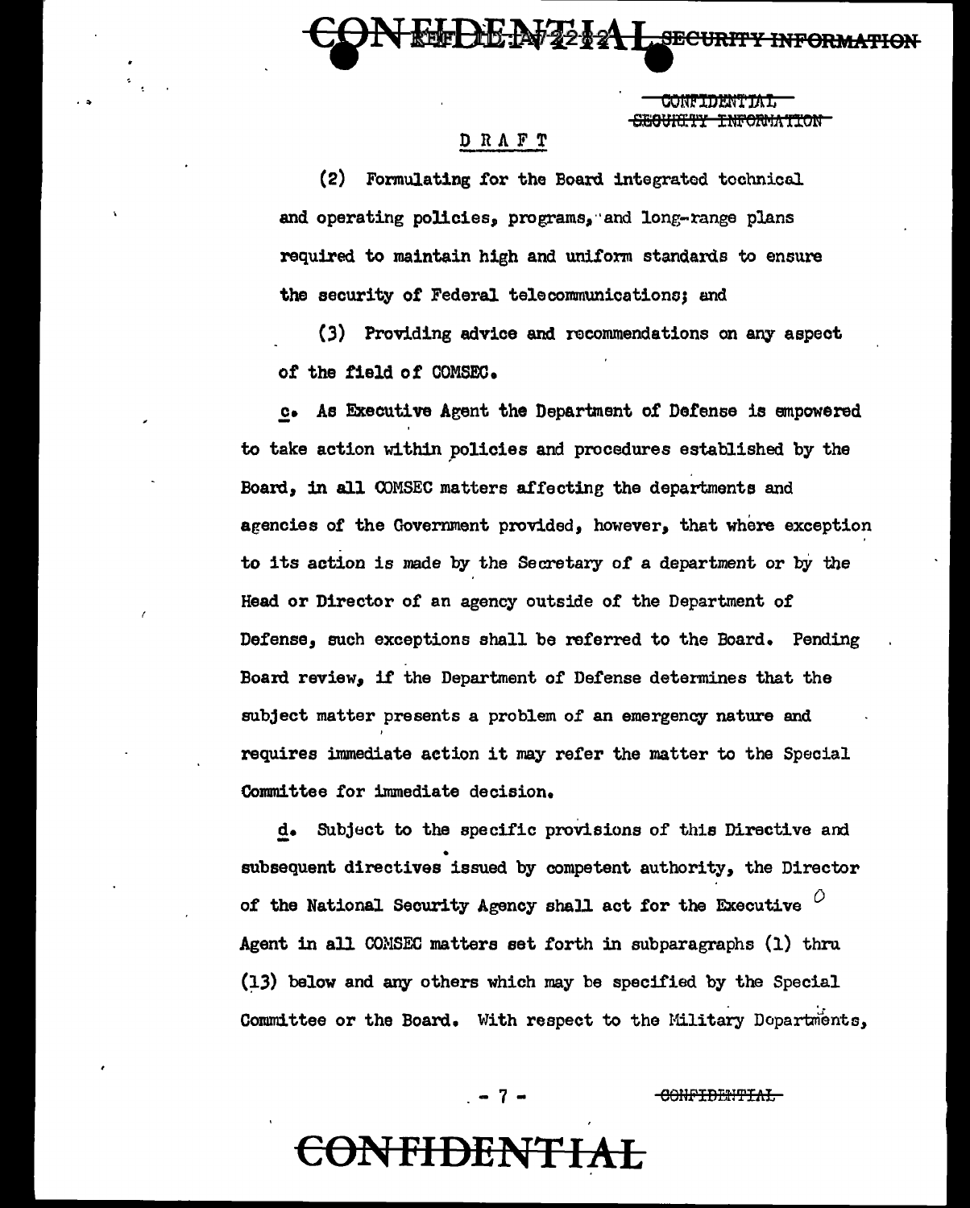DRAFT

(2) Formulating for the Board integrated technical and operating policies, programs, and long-range plans required to maintain high and uniform standards to ensure the security of Federal telecommunications; and

(3) Providing advice and recommendations on any aspect of the field of COMSEC.

c. As Executive Agent the Department of Defense is empowered to take action within policies and procedures established by the Board, in all COMSEC matters affecting the departments and agencies of the Government provided, however, that where exception to its action is made by the Secretary of a department or by the Head or Director of an agency outside of the Department of Defense, such exceptions shall be referred to the Board. Pending Board review, if the Department of Defense determines that the subject matter presents a problem of an emergency nature and requires immediate action it may refer the matter to the Special Committee for immediate decision.

d. Subject to the specific provisions of this Directive and subsequent directives issued by competent authority, the Director of the National Security Agency shall act for the Executive Agent in all COMSEC matters set forth in subparagraphs (1) thru (13) below and any others which may be specified by the Special Committee or the Board. With respect to the Military Departments,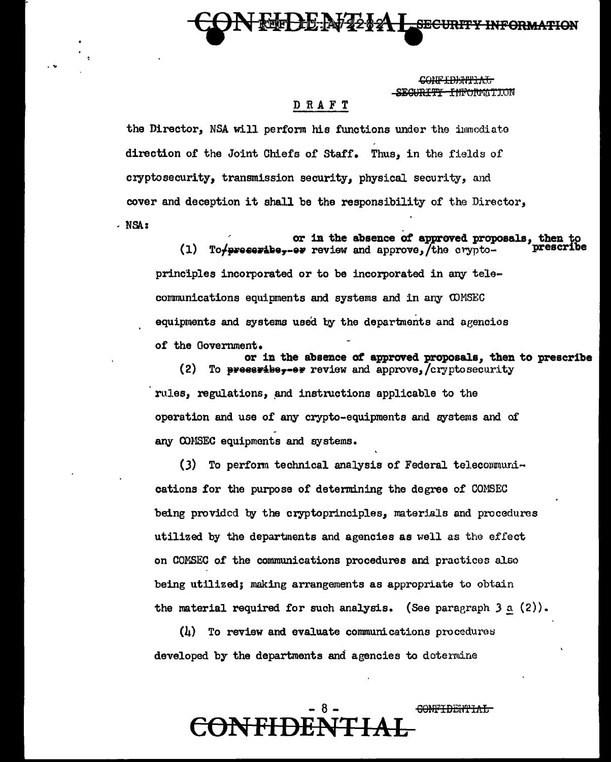DRAFT

the Director, NSA will perform his functions under the immediate direction of the Joint Chiefs of Staff. Thus, in the fields of cryptosecurity, transmission security, physical security, and cover and deception it shall be the responsibility of the Director, NSA:

(1) To ~~prescribe, or~~ review and approve, or in the absence of approved proposals, then to prescribe the crypto-principles incorporated or to be incorporated in any telecommunications equipments and systems and in any COMSEC equipments and systems used by the departments and agencies of the Government.

(2) To ~~prescribe, or~~ review and approve, or in the absence of approved proposals, then to prescribe cryptosecurity rules, regulations, and instructions applicable to the operation and use of any crypto-equipments and systems and of any COMSEC equipments and systems.

(3) To perform technical analysis of Federal telecommunications for the purpose of determining the degree of COMSEC being provided by the cryptoprinciples, materials and procedures utilized by the departments and agencies as well as the effect on COMSEC of the communications procedures and practices also being utilized; making arrangements as appropriate to obtain the material required for such analysis. (See paragraph 3 a (2)).

(4) To review and evaluate communications procedures developed by the departments and agencies to determine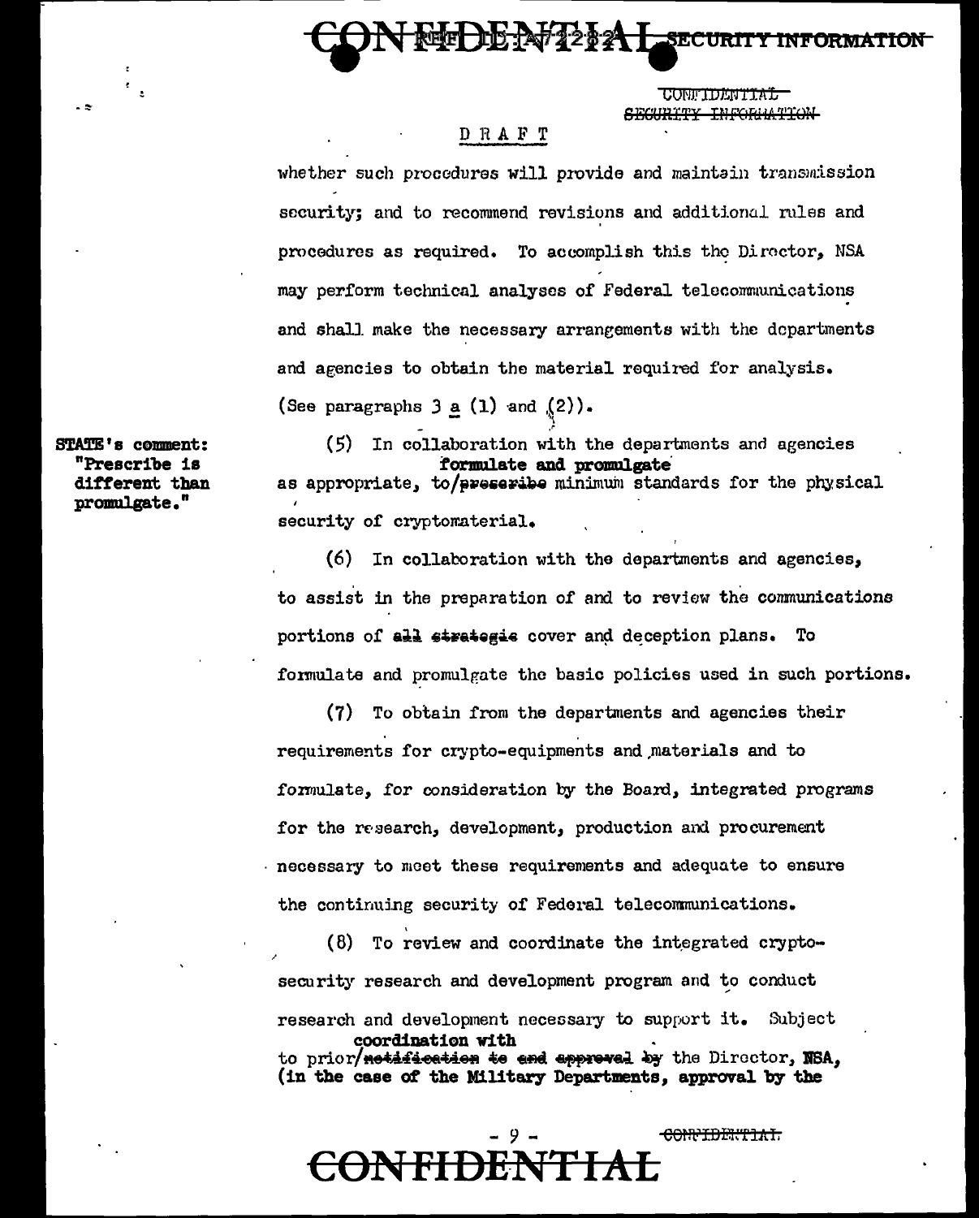DRAFT

whether such procedures will provide and maintain transmission security; and to recommend revisions and additional rules and procedures as required. To accomplish this the Director, NSA may perform technical analyses of Federal telecommunications and shall make the necessary arrangements with the departments and agencies to obtain the material required for analysis. (See paragraphs 3 a (1) and (2)).

STATE's comment: "Prescribe is different than promulgate."

(5) In collaboration with the departments and agencies as appropriate, to ~~prescribe~~ **formulate and promulgate** minimum standards for the physical security of cryptomaterial.

(6) In collaboration with the departments and agencies, to assist in the preparation of and to review the communications portions of ~~all strategic~~ cover and deception plans. To formulate and promulgate the basic policies used in such portions.

(7) To obtain from the departments and agencies their requirements for crypto-equipments and materials and to formulate, for consideration by the Board, integrated programs for the research, development, production and procurement necessary to meet these requirements and adequate to ensure the continuing security of Federal telecommunications.

(8) To review and coordinate the integrated crypto-security research and development program and to conduct research and development necessary to support it. Subject to prior ~~notification to and approval by~~ **coordination with** the Director, NSA, **(in the case of the Military Departments, approval by the**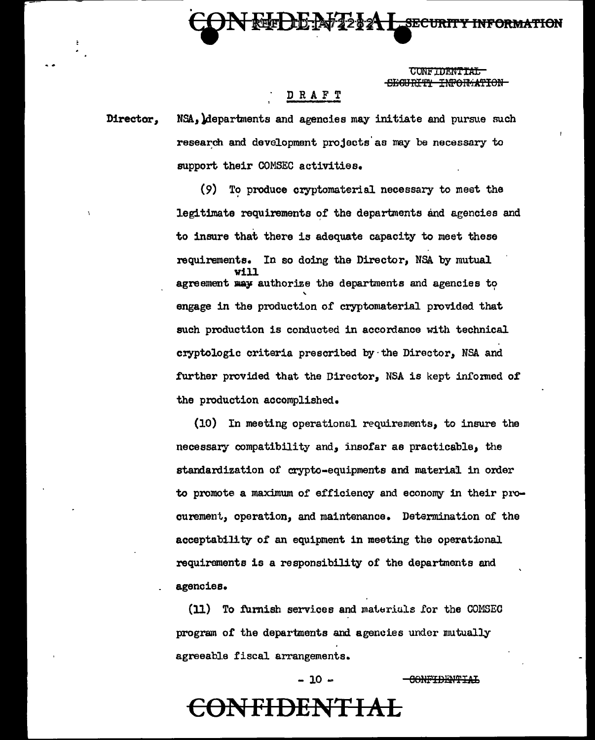DRAFT

Director, NSA, departments and agencies may initiate and pursue such research and development projects as may be necessary to support their COMSEC activities.

(9) To produce cryptomaterial necessary to meet the legitimate requirements of the departments and agencies and to insure that there is adequate capacity to meet these requirements. In so doing the Director, NSA by mutual agreement ~~may~~ will authorize the departments and agencies to engage in the production of cryptomaterial provided that such production is conducted in accordance with technical cryptologic criteria prescribed by the Director, NSA and further provided that the Director, NSA is kept informed of the production accomplished.

(10) In meeting operational requirements, to insure the necessary compatibility and, insofar as practicable, the standardization of crypto-equipments and material in order to promote a maximum of efficiency and economy in their procurement, operation, and maintenance. Determination of the acceptability of an equipment in meeting the operational requirements is a responsibility of the departments and agencies.

(11) To furnish services and materials for the COMSEC program of the departments and agencies under mutually agreeable fiscal arrangements.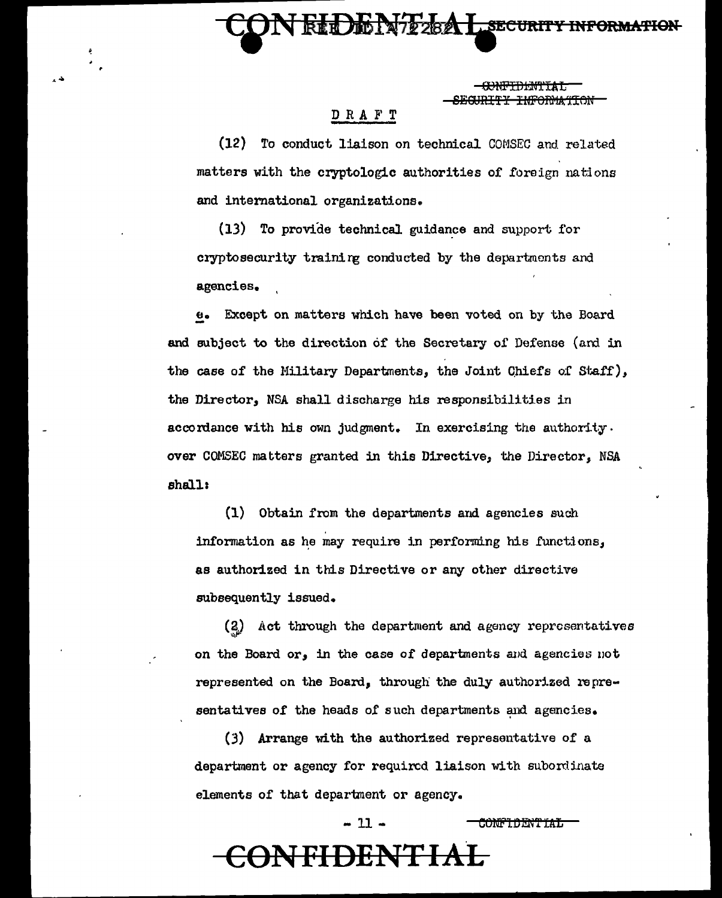DRAFT

(12) To conduct liaison on technical COMSEC and related matters with the cryptologic authorities of foreign nations and international organizations.

(13) To provide technical guidance and support for cryptosecurity training conducted by the departments and agencies.

e. Except on matters which have been voted on by the Board and subject to the direction of the Secretary of Defense (and in the case of the Military Departments, the Joint Chiefs of Staff), the Director, NSA shall discharge his responsibilities in accordance with his own judgment. In exercising the authority over COMSEC matters granted in this Directive, the Director, NSA shall:

(1) Obtain from the departments and agencies such information as he may require in performing his functions, as authorized in this Directive or any other directive subsequently issued.

(2) Act through the department and agency representatives on the Board or, in the case of departments and agencies not represented on the Board, through the duly authorized representatives of the heads of such departments and agencies.

(3) Arrange with the authorized representative of a department or agency for required liaison with subordinate elements of that department or agency.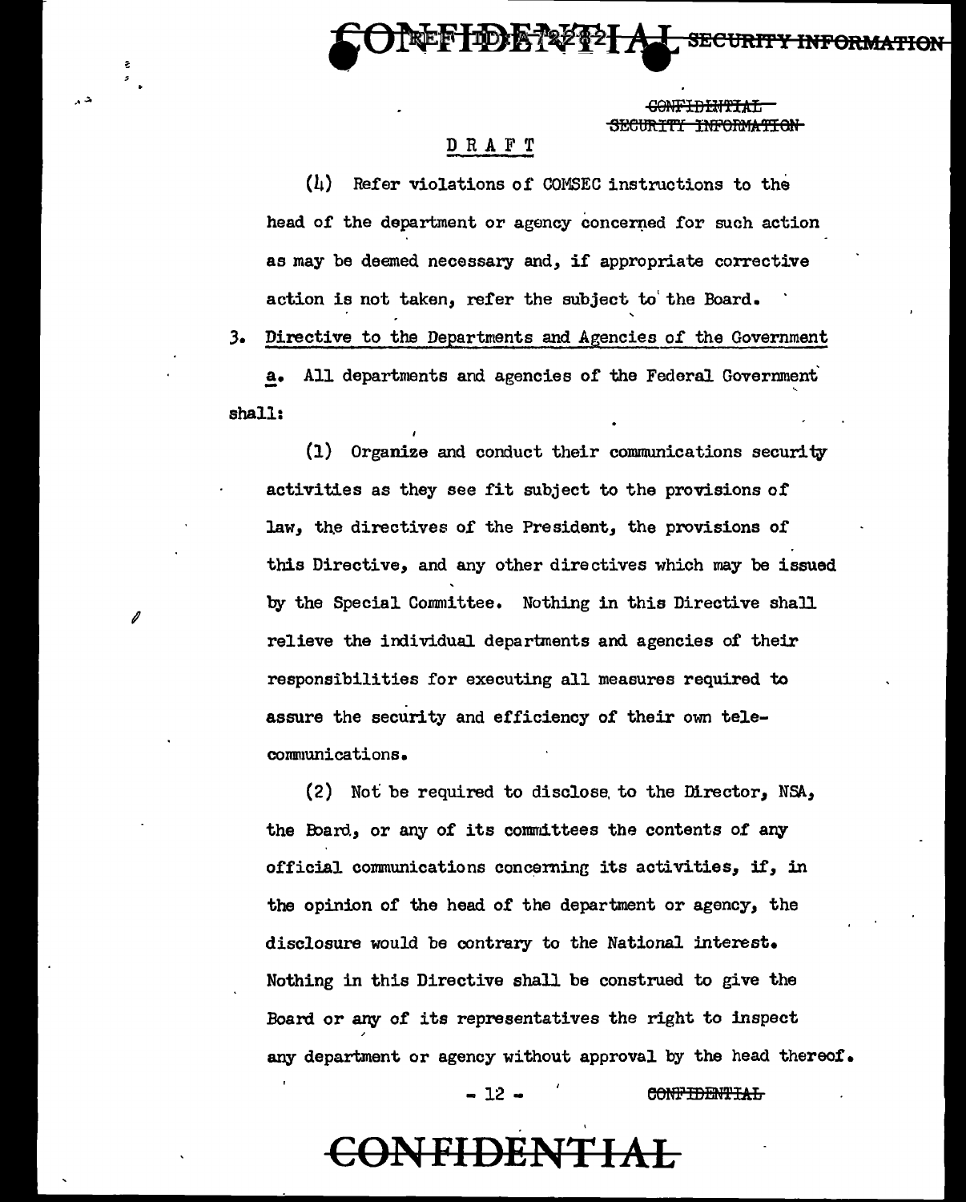DRAFT

(4) Refer violations of COMSEC instructions to the head of the department or agency concerned for such action as may be deemed necessary and, if appropriate corrective action is not taken, refer the subject to the Board.

3. Directive to the Departments and Agencies of the Government

a. All departments and agencies of the Federal Government shall:

(1) Organize and conduct their communications security activities as they see fit subject to the provisions of law, the directives of the President, the provisions of this Directive, and any other directives which may be issued by the Special Committee. Nothing in this Directive shall relieve the individual departments and agencies of their responsibilities for executing all measures required to assure the security and efficiency of their own telecommunications.

(2) Not be required to disclose to the Director, NSA, the Board, or any of its committees the contents of any official communications concerning its activities, if, in the opinion of the head of the department or agency, the disclosure would be contrary to the National interest. Nothing in this Directive shall be construed to give the Board or any of its representatives the right to inspect any department or agency without approval by the head thereof.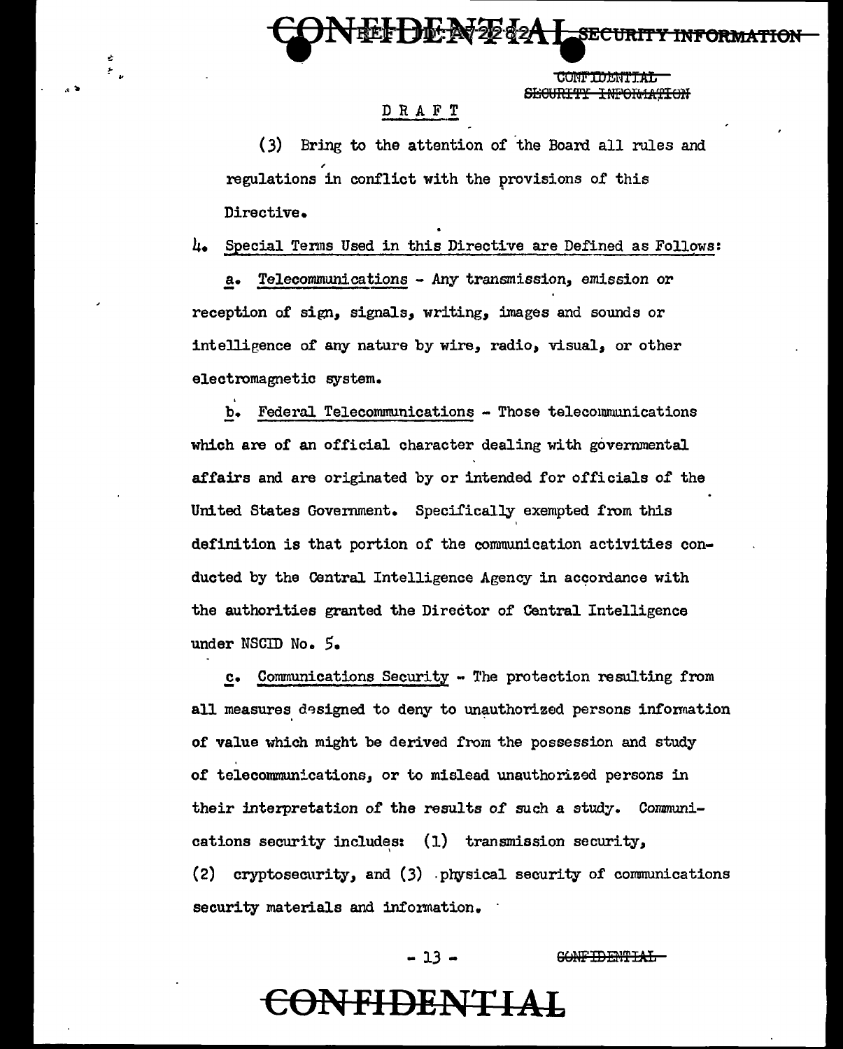DRAFT

(3) Bring to the attention of the Board all rules and regulations in conflict with the provisions of this Directive.

4. Special Terms Used in this Directive are Defined as Follows:

a. Telecommunications - Any transmission, emission or reception of sign, signals, writing, images and sounds or intelligence of any nature by wire, radio, visual, or other electromagnetic system.

b. Federal Telecommunications - Those telecommunications which are of an official character dealing with governmental affairs and are originated by or intended for officials of the United States Government. Specifically exempted from this definition is that portion of the communication activities conducted by the Central Intelligence Agency in accordance with the authorities granted the Director of Central Intelligence under NSCID No. 5.

c. Communications Security - The protection resulting from all measures designed to deny to unauthorized persons information of value which might be derived from the possession and study of telecommunications, or to mislead unauthorized persons in their interpretation of the results of such a study. Communications security includes: (1) transmission security, (2) cryptosecurity, and (3) physical security of communications security materials and information.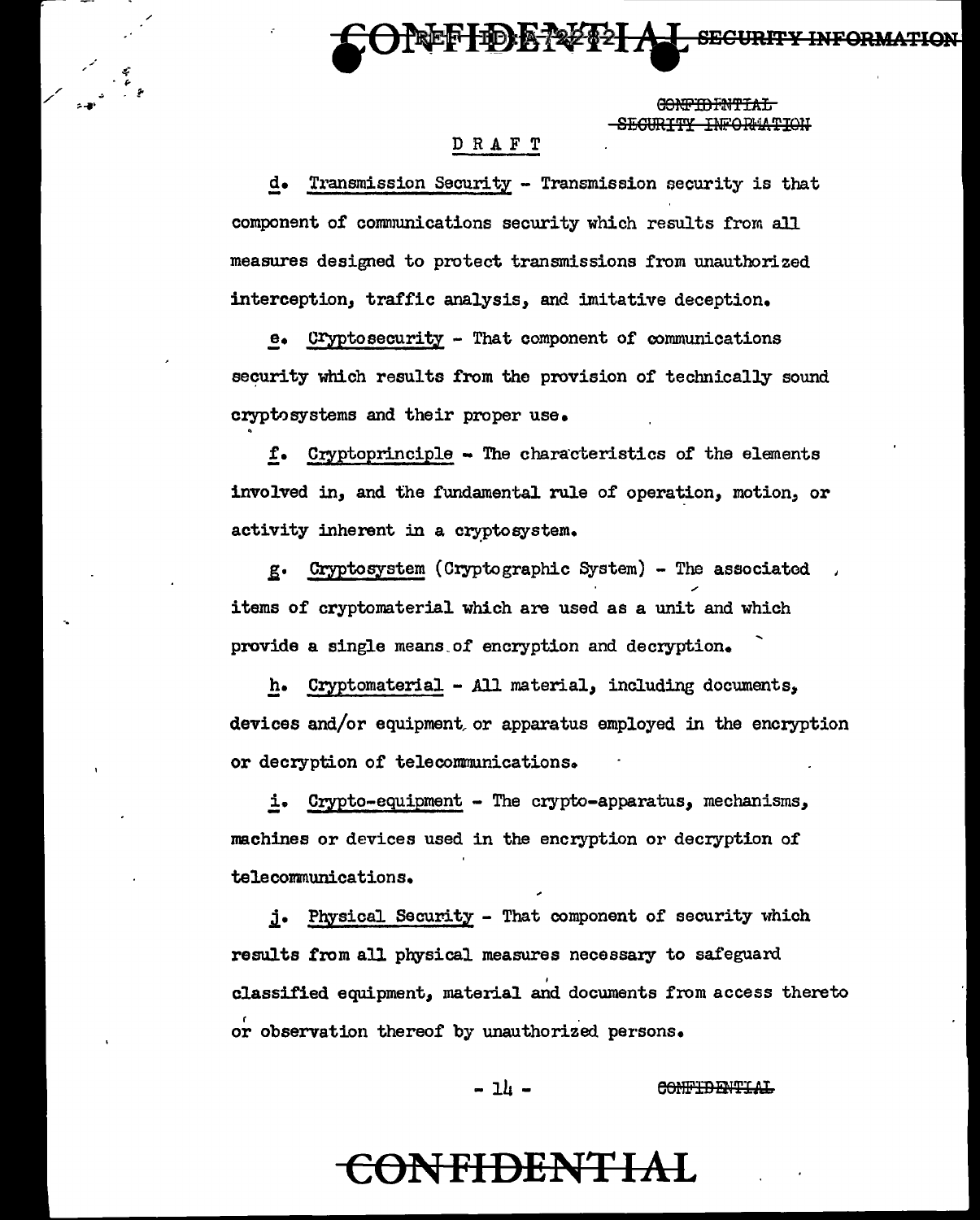DRAFT

d. Transmission Security - Transmission security is that component of communications security which results from all measures designed to protect transmissions from unauthorized interception, traffic analysis, and imitative deception.

e. Cryptosecurity - That component of communications security which results from the provision of technically sound cryptosystems and their proper use.

f. Cryptoprinciple - The characteristics of the elements involved in, and the fundamental rule of operation, motion, or activity inherent in a cryptosystem.

g. Cryptosystem (Cryptographic System) - The associated items of cryptomaterial which are used as a unit and which provide a single means of encryption and decryption.

h. Cryptomaterial - All material, including documents, devices and/or equipment or apparatus employed in the encryption or decryption of telecommunications.

i. Crypto-equipment - The crypto-apparatus, mechanisms, machines or devices used in the encryption or decryption of telecommunications.

j. Physical Security - That component of security which results from all physical measures necessary to safeguard classified equipment, material and documents from access thereto or observation thereof by unauthorized persons.